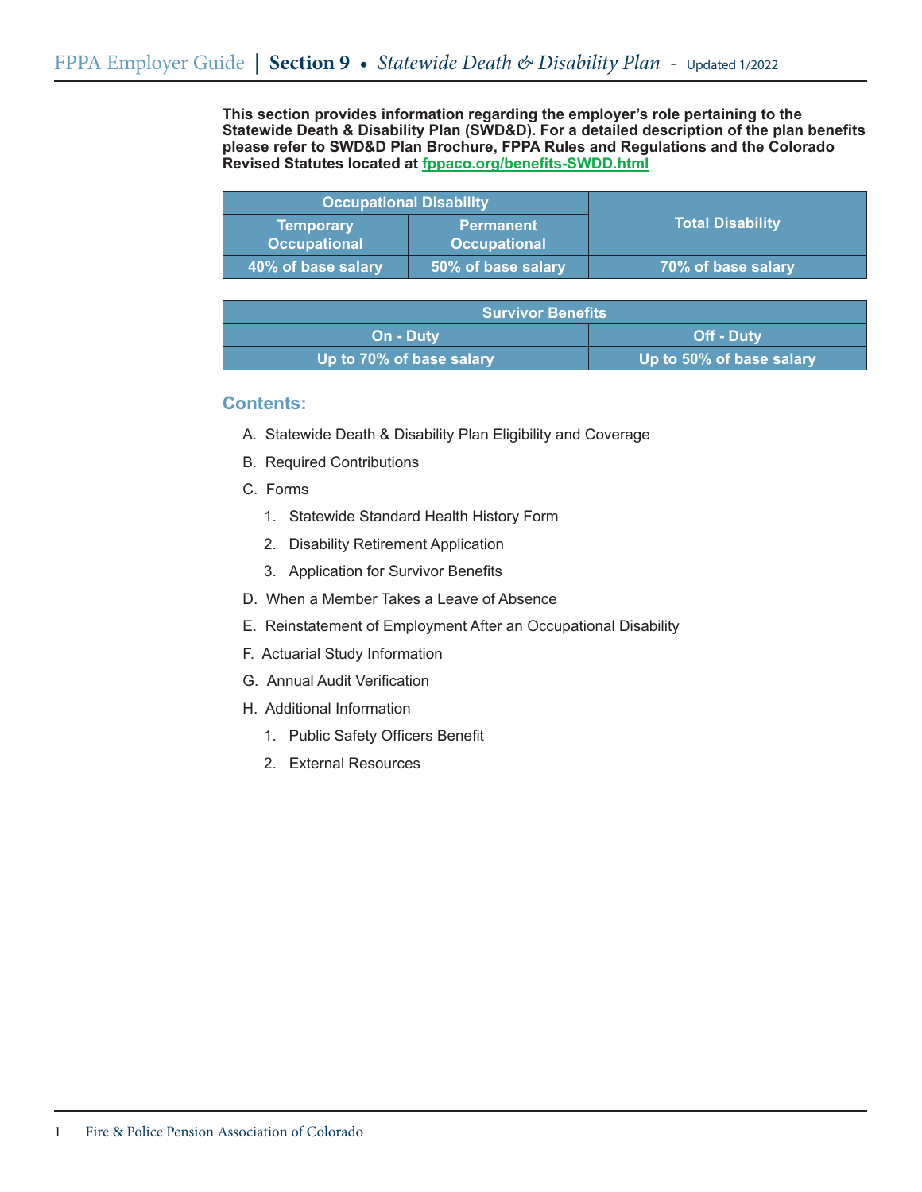**This section provides information regarding the employer's role pertaining to the Statewide Death & Disability Plan (SWD&D). For a detailed description of the plan benefits please refer to SWD&D Plan Brochure, FPPA Rules and Regulations and the Colorado Revised Statutes located at fppaco.org/benefits-SWDD.html**

| Occupational Disability | | Total Disability |
|---|---|---|
| Temporary Occupational | Permanent Occupational | |
| 40% of base salary | 50% of base salary | 70% of base salary |

| Survivor Benefits | |
|---|---|
| On - Duty | Off - Duty |
| Up to 70% of base salary | Up to 50% of base salary |

## Contents:

A. Statewide Death & Disability Plan Eligibility and Coverage

B. Required Contributions

C. Forms

1. Statewide Standard Health History Form
2. Disability Retirement Application
3. Application for Survivor Benefits

D. When a Member Takes a Leave of Absence

E. Reinstatement of Employment After an Occupational Disability

F. Actuarial Study Information

G. Annual Audit Verification

H. Additional Information

1. Public Safety Officers Benefit
2. External Resources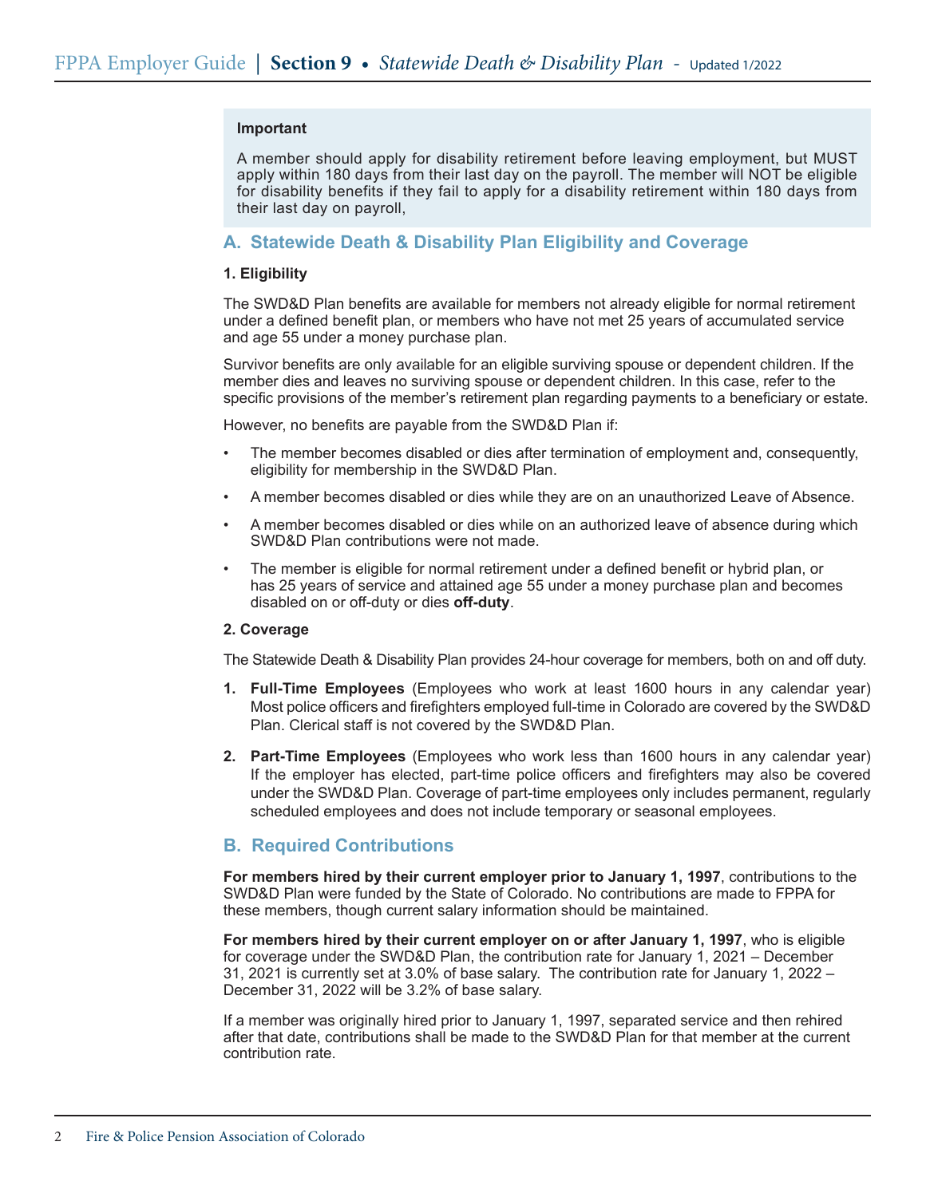**Important**

A member should apply for disability retirement before leaving employment, but MUST apply within 180 days from their last day on the payroll. The member will NOT be eligible for disability benefits if they fail to apply for a disability retirement within 180 days from their last day on payroll,

## A. Statewide Death & Disability Plan Eligibility and Coverage

### 1. Eligibility

The SWD&D Plan benefits are available for members not already eligible for normal retirement under a defined benefit plan, or members who have not met 25 years of accumulated service and age 55 under a money purchase plan.

Survivor benefits are only available for an eligible surviving spouse or dependent children. If the member dies and leaves no surviving spouse or dependent children. In this case, refer to the specific provisions of the member's retirement plan regarding payments to a beneficiary or estate.

However, no benefits are payable from the SWD&D Plan if:

- The member becomes disabled or dies after termination of employment and, consequently, eligibility for membership in the SWD&D Plan.
- A member becomes disabled or dies while they are on an unauthorized Leave of Absence.
- A member becomes disabled or dies while on an authorized leave of absence during which SWD&D Plan contributions were not made.
- The member is eligible for normal retirement under a defined benefit or hybrid plan, or has 25 years of service and attained age 55 under a money purchase plan and becomes disabled on or off-duty or dies **off-duty**.

### 2. Coverage

The Statewide Death & Disability Plan provides 24-hour coverage for members, both on and off duty.

1. **Full-Time Employees** (Employees who work at least 1600 hours in any calendar year) Most police officers and firefighters employed full-time in Colorado are covered by the SWD&D Plan. Clerical staff is not covered by the SWD&D Plan.
2. **Part-Time Employees** (Employees who work less than 1600 hours in any calendar year) If the employer has elected, part-time police officers and firefighters may also be covered under the SWD&D Plan. Coverage of part-time employees only includes permanent, regularly scheduled employees and does not include temporary or seasonal employees.

## B. Required Contributions

**For members hired by their current employer prior to January 1, 1997**, contributions to the SWD&D Plan were funded by the State of Colorado. No contributions are made to FPPA for these members, though current salary information should be maintained.

**For members hired by their current employer on or after January 1, 1997**, who is eligible for coverage under the SWD&D Plan, the contribution rate for January 1, 2021 – December 31, 2021 is currently set at 3.0% of base salary. The contribution rate for January 1, 2022 – December 31, 2022 will be 3.2% of base salary.

If a member was originally hired prior to January 1, 1997, separated service and then rehired after that date, contributions shall be made to the SWD&D Plan for that member at the current contribution rate.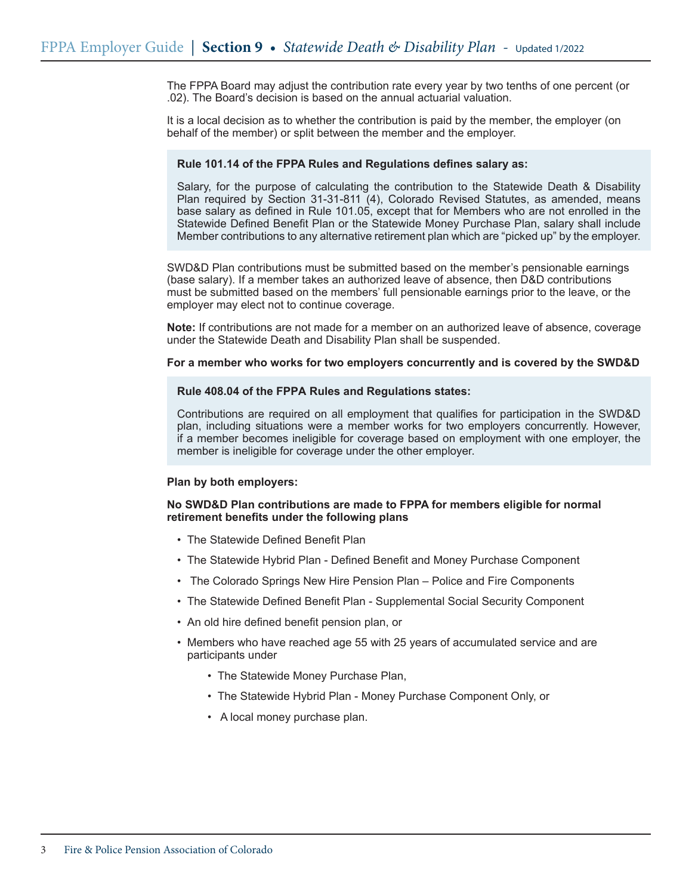The FPPA Board may adjust the contribution rate every year by two tenths of one percent (or .02). The Board's decision is based on the annual actuarial valuation.

It is a local decision as to whether the contribution is paid by the member, the employer (on behalf of the member) or split between the member and the employer.

> **Rule 101.14 of the FPPA Rules and Regulations defines salary as:**
>
> Salary, for the purpose of calculating the contribution to the Statewide Death & Disability Plan required by Section 31-31-811 (4), Colorado Revised Statutes, as amended, means base salary as defined in Rule 101.05, except that for Members who are not enrolled in the Statewide Defined Benefit Plan or the Statewide Money Purchase Plan, salary shall include Member contributions to any alternative retirement plan which are "picked up" by the employer.

SWD&D Plan contributions must be submitted based on the member's pensionable earnings (base salary). If a member takes an authorized leave of absence, then D&D contributions must be submitted based on the members' full pensionable earnings prior to the leave, or the employer may elect not to continue coverage.

**Note:** If contributions are not made for a member on an authorized leave of absence, coverage under the Statewide Death and Disability Plan shall be suspended.

**For a member who works for two employers concurrently and is covered by the SWD&D**

> **Rule 408.04 of the FPPA Rules and Regulations states:**
>
> Contributions are required on all employment that qualifies for participation in the SWD&D plan, including situations were a member works for two employers concurrently. However, if a member becomes ineligible for coverage based on employment with one employer, the member is ineligible for coverage under the other employer.

**Plan by both employers:**

**No SWD&D Plan contributions are made to FPPA for members eligible for normal retirement benefits under the following plans**

- The Statewide Defined Benefit Plan
- The Statewide Hybrid Plan - Defined Benefit and Money Purchase Component
- The Colorado Springs New Hire Pension Plan – Police and Fire Components
- The Statewide Defined Benefit Plan - Supplemental Social Security Component
- An old hire defined benefit pension plan, or
- Members who have reached age 55 with 25 years of accumulated service and are participants under
    - The Statewide Money Purchase Plan,
    - The Statewide Hybrid Plan - Money Purchase Component Only, or
    - A local money purchase plan.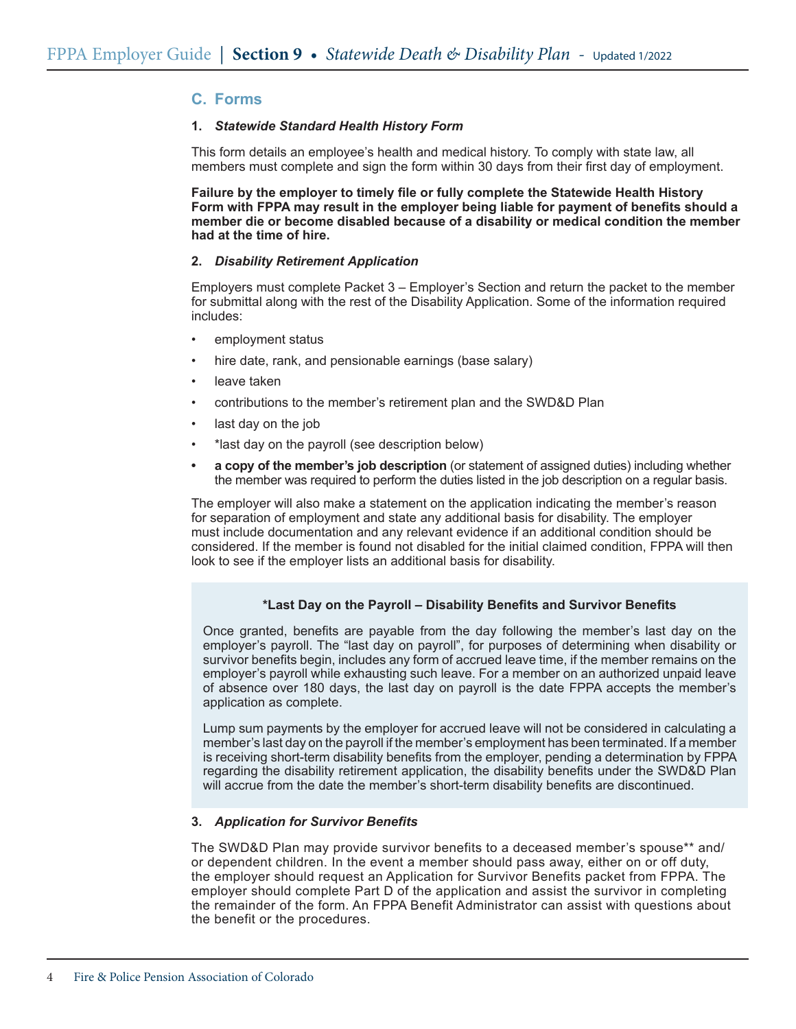## C. Forms

### 1. *Statewide Standard Health History Form*

This form details an employee's health and medical history. To comply with state law, all members must complete and sign the form within 30 days from their first day of employment.

**Failure by the employer to timely file or fully complete the Statewide Health History Form with FPPA may result in the employer being liable for payment of benefits should a member die or become disabled because of a disability or medical condition the member had at the time of hire.**

### 2. *Disability Retirement Application*

Employers must complete Packet 3 – Employer's Section and return the packet to the member for submittal along with the rest of the Disability Application. Some of the information required includes:

- employment status
- hire date, rank, and pensionable earnings (base salary)
- leave taken
- contributions to the member's retirement plan and the SWD&D Plan
- last day on the job
- *last day on the payroll (see description below)
- **a copy of the member's job description** (or statement of assigned duties) including whether the member was required to perform the duties listed in the job description on a regular basis.

The employer will also make a statement on the application indicating the member's reason for separation of employment and state any additional basis for disability. The employer must include documentation and any relevant evidence if an additional condition should be considered. If the member is found not disabled for the initial claimed condition, FPPA will then look to see if the employer lists an additional basis for disability.

**\*Last Day on the Payroll – Disability Benefits and Survivor Benefits**

Once granted, benefits are payable from the day following the member's last day on the employer's payroll. The "last day on payroll", for purposes of determining when disability or survivor benefits begin, includes any form of accrued leave time, if the member remains on the employer's payroll while exhausting such leave. For a member on an authorized unpaid leave of absence over 180 days, the last day on payroll is the date FPPA accepts the member's application as complete.

Lump sum payments by the employer for accrued leave will not be considered in calculating a member's last day on the payroll if the member's employment has been terminated. If a member is receiving short-term disability benefits from the employer, pending a determination by FPPA regarding the disability retirement application, the disability benefits under the SWD&D Plan will accrue from the date the member's short-term disability benefits are discontinued.

### 3. *Application for Survivor Benefits*

The SWD&D Plan may provide survivor benefits to a deceased member's spouse** and/or dependent children. In the event a member should pass away, either on or off duty, the employer should request an Application for Survivor Benefits packet from FPPA. The employer should complete Part D of the application and assist the survivor in completing the remainder of the form. An FPPA Benefit Administrator can assist with questions about the benefit or the procedures.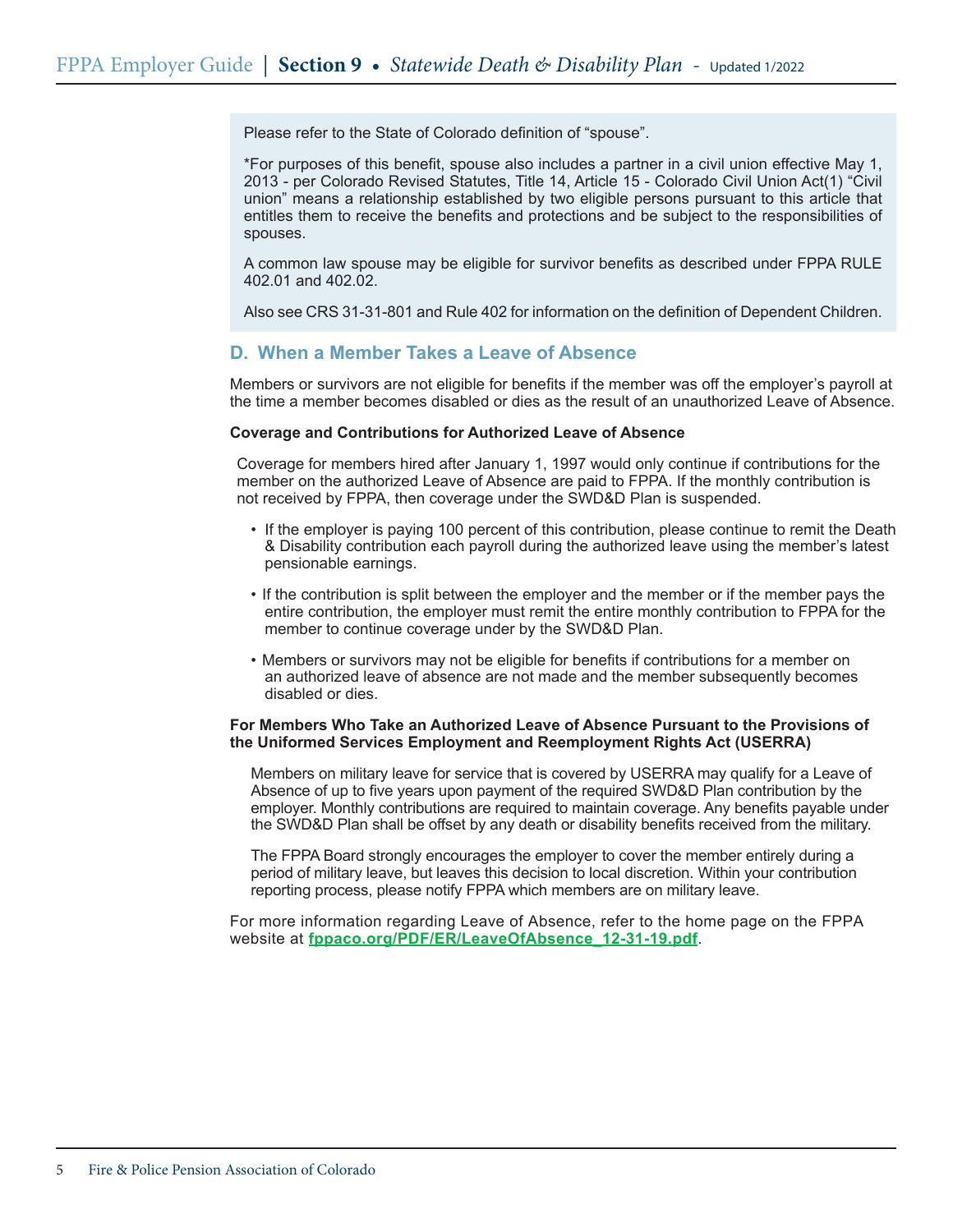Please refer to the State of Colorado definition of "spouse".

*For purposes of this benefit, spouse also includes a partner in a civil union effective May 1, 2013 - per Colorado Revised Statutes, Title 14, Article 15 - Colorado Civil Union Act(1) "Civil union" means a relationship established by two eligible persons pursuant to this article that entitles them to receive the benefits and protections and be subject to the responsibilities of spouses.

A common law spouse may be eligible for survivor benefits as described under FPPA RULE 402.01 and 402.02.

Also see CRS 31-31-801 and Rule 402 for information on the definition of Dependent Children.

## D. When a Member Takes a Leave of Absence

Members or survivors are not eligible for benefits if the member was off the employer's payroll at the time a member becomes disabled or dies as the result of an unauthorized Leave of Absence.

**Coverage and Contributions for Authorized Leave of Absence**

Coverage for members hired after January 1, 1997 would only continue if contributions for the member on the authorized Leave of Absence are paid to FPPA. If the monthly contribution is not received by FPPA, then coverage under the SWD&D Plan is suspended.

- If the employer is paying 100 percent of this contribution, please continue to remit the Death & Disability contribution each payroll during the authorized leave using the member's latest pensionable earnings.
- If the contribution is split between the employer and the member or if the member pays the entire contribution, the employer must remit the entire monthly contribution to FPPA for the member to continue coverage under by the SWD&D Plan.
- Members or survivors may not be eligible for benefits if contributions for a member on an authorized leave of absence are not made and the member subsequently becomes disabled or dies.

**For Members Who Take an Authorized Leave of Absence Pursuant to the Provisions of the Uniformed Services Employment and Reemployment Rights Act (USERRA)**

Members on military leave for service that is covered by USERRA may qualify for a Leave of Absence of up to five years upon payment of the required SWD&D Plan contribution by the employer. Monthly contributions are required to maintain coverage. Any benefits payable under the SWD&D Plan shall be offset by any death or disability benefits received from the military.

The FPPA Board strongly encourages the employer to cover the member entirely during a period of military leave, but leaves this decision to local discretion. Within your contribution reporting process, please notify FPPA which members are on military leave.

For more information regarding Leave of Absence, refer to the home page on the FPPA website at **fppaco.org/PDF/ER/LeaveOfAbsence_12-31-19.pdf**.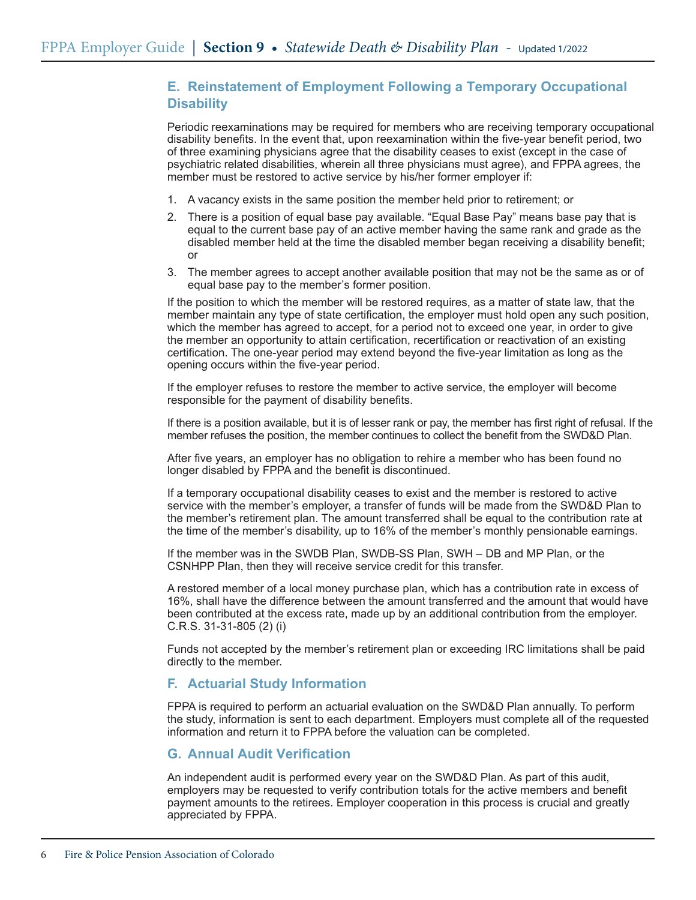## E. Reinstatement of Employment Following a Temporary Occupational Disability

Periodic reexaminations may be required for members who are receiving temporary occupational disability benefits. In the event that, upon reexamination within the five-year benefit period, two of three examining physicians agree that the disability ceases to exist (except in the case of psychiatric related disabilities, wherein all three physicians must agree), and FPPA agrees, the member must be restored to active service by his/her former employer if:

1. A vacancy exists in the same position the member held prior to retirement; or
2. There is a position of equal base pay available. “Equal Base Pay” means base pay that is equal to the current base pay of an active member having the same rank and grade as the disabled member held at the time the disabled member began receiving a disability benefit; or
3. The member agrees to accept another available position that may not be the same as or of equal base pay to the member’s former position.

If the position to which the member will be restored requires, as a matter of state law, that the member maintain any type of state certification, the employer must hold open any such position, which the member has agreed to accept, for a period not to exceed one year, in order to give the member an opportunity to attain certification, recertification or reactivation of an existing certification. The one-year period may extend beyond the five-year limitation as long as the opening occurs within the five-year period.

If the employer refuses to restore the member to active service, the employer will become responsible for the payment of disability benefits.

If there is a position available, but it is of lesser rank or pay, the member has first right of refusal. If the member refuses the position, the member continues to collect the benefit from the SWD&D Plan.

After five years, an employer has no obligation to rehire a member who has been found no longer disabled by FPPA and the benefit is discontinued.

If a temporary occupational disability ceases to exist and the member is restored to active service with the member’s employer, a transfer of funds will be made from the SWD&D Plan to the member’s retirement plan. The amount transferred shall be equal to the contribution rate at the time of the member’s disability, up to 16% of the member’s monthly pensionable earnings.

If the member was in the SWDB Plan, SWDB-SS Plan, SWH – DB and MP Plan, or the CSNHPP Plan, then they will receive service credit for this transfer.

A restored member of a local money purchase plan, which has a contribution rate in excess of 16%, shall have the difference between the amount transferred and the amount that would have been contributed at the excess rate, made up by an additional contribution from the employer. C.R.S. 31-31-805 (2) (i)

Funds not accepted by the member’s retirement plan or exceeding IRC limitations shall be paid directly to the member.

## F. Actuarial Study Information

FPPA is required to perform an actuarial evaluation on the SWD&D Plan annually. To perform the study, information is sent to each department. Employers must complete all of the requested information and return it to FPPA before the valuation can be completed.

## G. Annual Audit Verification

An independent audit is performed every year on the SWD&D Plan. As part of this audit, employers may be requested to verify contribution totals for the active members and benefit payment amounts to the retirees. Employer cooperation in this process is crucial and greatly appreciated by FPPA.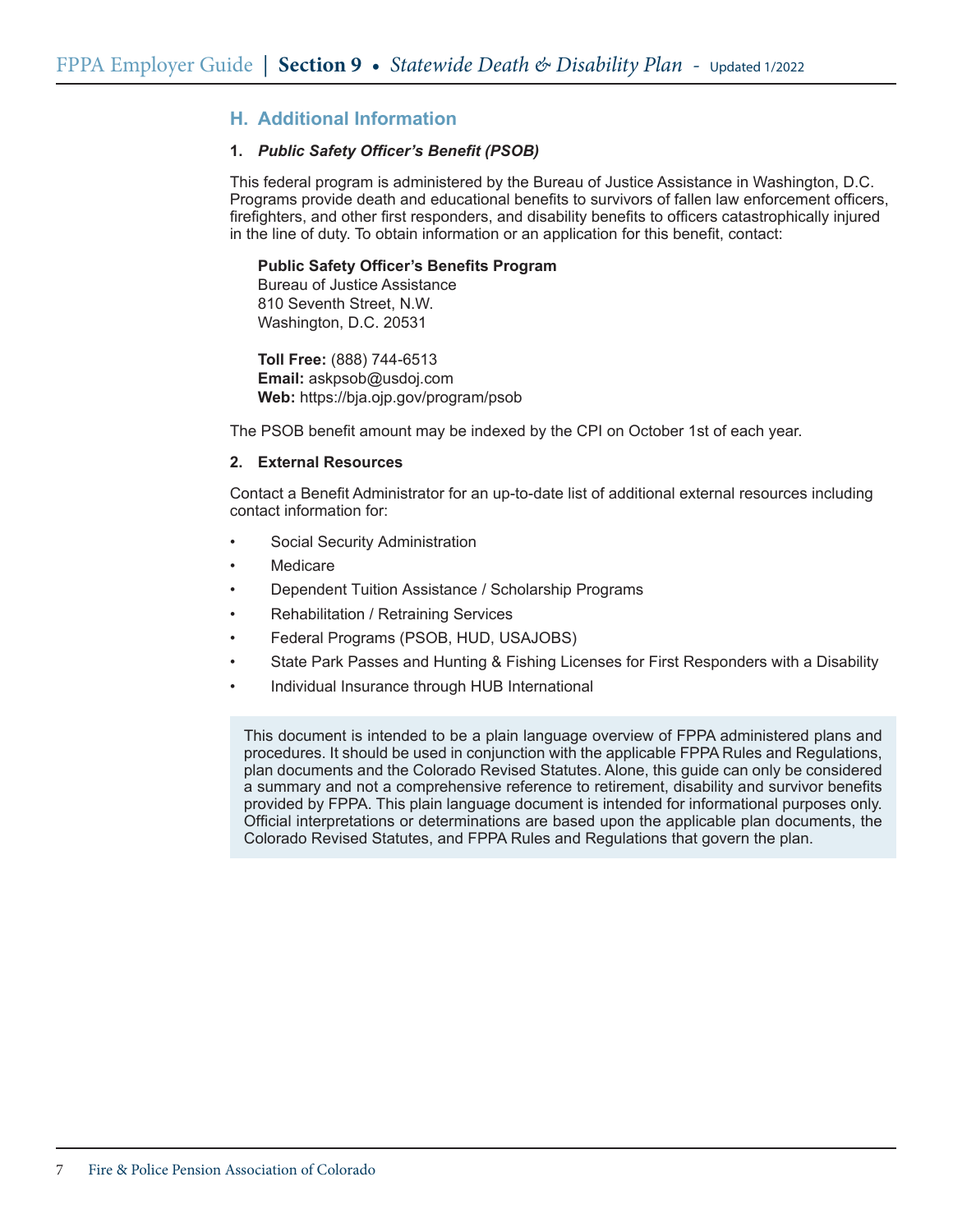## H. Additional Information

### 1. *Public Safety Officer's Benefit (PSOB)*

This federal program is administered by the Bureau of Justice Assistance in Washington, D.C. Programs provide death and educational benefits to survivors of fallen law enforcement officers, firefighters, and other first responders, and disability benefits to officers catastrophically injured in the line of duty. To obtain information or an application for this benefit, contact:

**Public Safety Officer's Benefits Program**
Bureau of Justice Assistance
810 Seventh Street, N.W.
Washington, D.C. 20531

**Toll Free:** (888) 744-6513
**Email:** askpsob@usdoj.com
**Web:** https://bja.ojp.gov/program/psob

The PSOB benefit amount may be indexed by the CPI on October 1st of each year.

### 2. External Resources

Contact a Benefit Administrator for an up-to-date list of additional external resources including contact information for:

- Social Security Administration
- Medicare
- Dependent Tuition Assistance / Scholarship Programs
- Rehabilitation / Retraining Services
- Federal Programs (PSOB, HUD, USAJOBS)
- State Park Passes and Hunting & Fishing Licenses for First Responders with a Disability
- Individual Insurance through HUB International

This document is intended to be a plain language overview of FPPA administered plans and procedures. It should be used in conjunction with the applicable FPPA Rules and Regulations, plan documents and the Colorado Revised Statutes. Alone, this guide can only be considered a summary and not a comprehensive reference to retirement, disability and survivor benefits provided by FPPA. This plain language document is intended for informational purposes only. Official interpretations or determinations are based upon the applicable plan documents, the Colorado Revised Statutes, and FPPA Rules and Regulations that govern the plan.